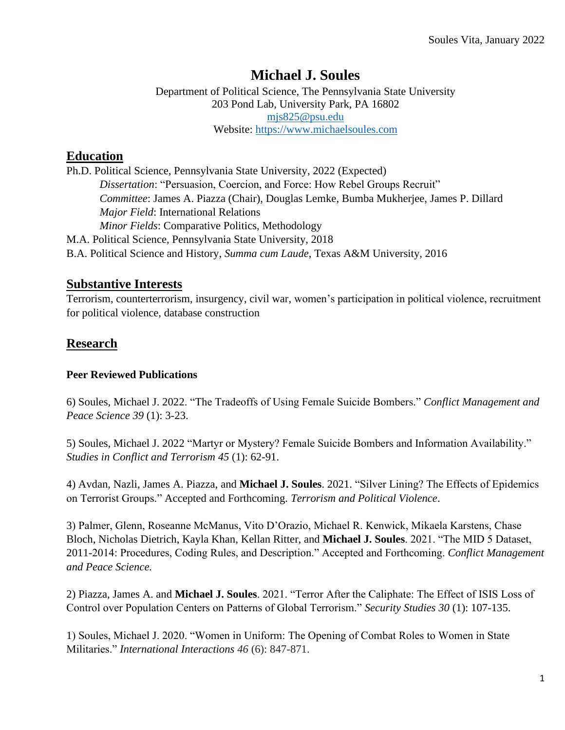# Michael J. Soules

Department of Political Science, The Pennsylvania State University
203 Pond Lab, University Park, PA 16802
mjs825@psu.edu
Website: https://www.michaelsoules.com

## Education

Ph.D. Political Science, Pennsylvania State University, 2022 (Expected)
*Dissertation*: "Persuasion, Coercion, and Force: How Rebel Groups Recruit"
*Committee*: James A. Piazza (Chair), Douglas Lemke, Bumba Mukherjee, James P. Dillard
*Major Field*: International Relations
*Minor Fields*: Comparative Politics, Methodology

M.A. Political Science, Pennsylvania State University, 2018

B.A. Political Science and History, *Summa cum Laude*, Texas A&M University, 2016

## Substantive Interests

Terrorism, counterterrorism, insurgency, civil war, women's participation in political violence, recruitment for political violence, database construction

## Research

### Peer Reviewed Publications

6) Soules, Michael J. 2022. "The Tradeoffs of Using Female Suicide Bombers." *Conflict Management and Peace Science 39* (1): 3-23.

5) Soules, Michael J. 2022 "Martyr or Mystery? Female Suicide Bombers and Information Availability." *Studies in Conflict and Terrorism 45* (1): 62-91.

4) Avdan, Nazli, James A. Piazza, and **Michael J. Soules**. 2021. "Silver Lining? The Effects of Epidemics on Terrorist Groups." Accepted and Forthcoming. *Terrorism and Political Violence*.

3) Palmer, Glenn, Roseanne McManus, Vito D'Orazio, Michael R. Kenwick, Mikaela Karstens, Chase Bloch, Nicholas Dietrich, Kayla Khan, Kellan Ritter, and **Michael J. Soules**. 2021. "The MID 5 Dataset, 2011-2014: Procedures, Coding Rules, and Description." Accepted and Forthcoming. *Conflict Management and Peace Science.*

2) Piazza, James A. and **Michael J. Soules**. 2021. "Terror After the Caliphate: The Effect of ISIS Loss of Control over Population Centers on Patterns of Global Terrorism." *Security Studies 30* (1): 107-135.

1) Soules, Michael J. 2020. "Women in Uniform: The Opening of Combat Roles to Women in State Militaries." *International Interactions 46* (6): 847-871.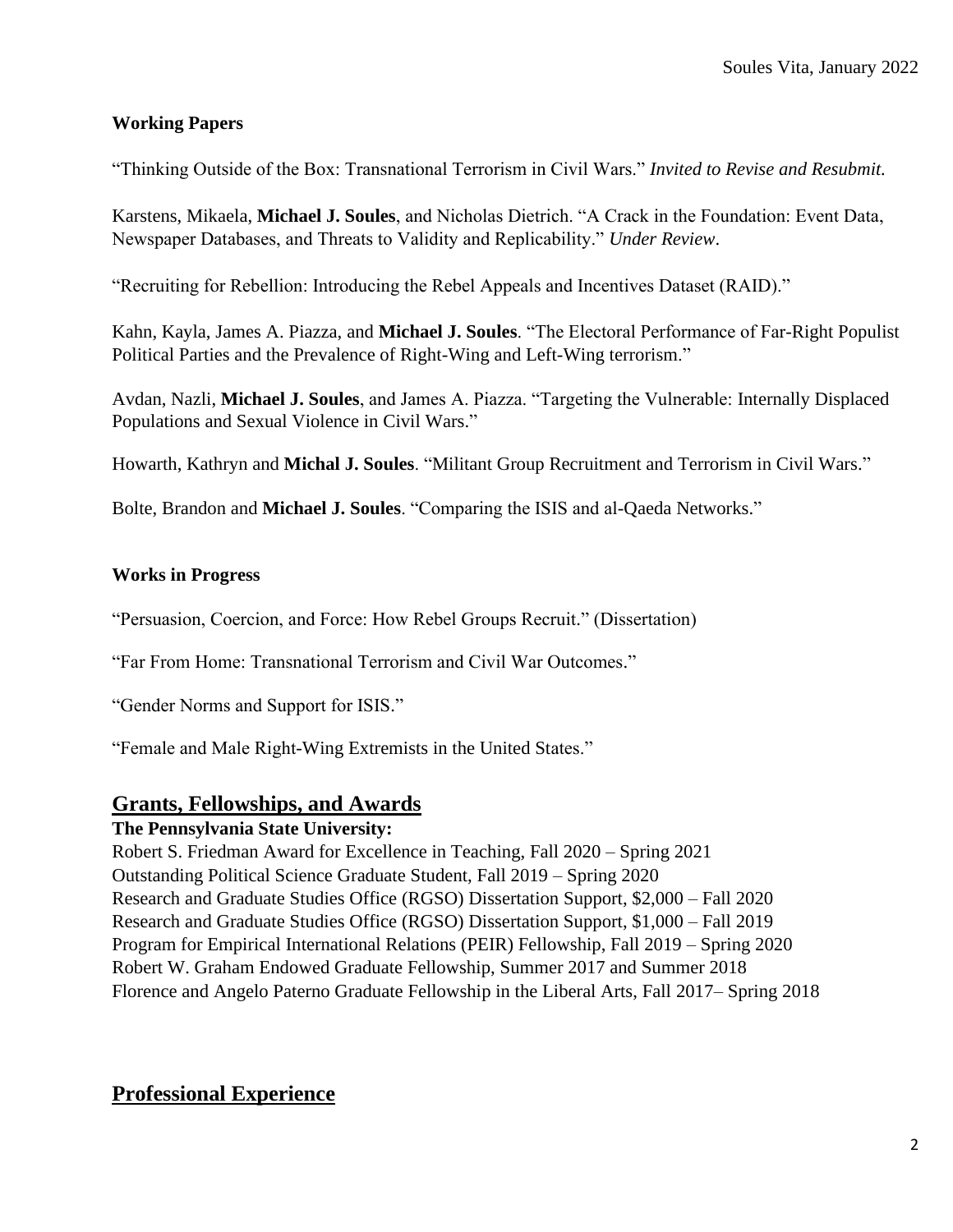**Working Papers**

"Thinking Outside of the Box: Transnational Terrorism in Civil Wars." *Invited to Revise and Resubmit.*

Karstens, Mikaela, **Michael J. Soules**, and Nicholas Dietrich. "A Crack in the Foundation: Event Data, Newspaper Databases, and Threats to Validity and Replicability." *Under Review*.

"Recruiting for Rebellion: Introducing the Rebel Appeals and Incentives Dataset (RAID)."

Kahn, Kayla, James A. Piazza, and **Michael J. Soules**. "The Electoral Performance of Far-Right Populist Political Parties and the Prevalence of Right-Wing and Left-Wing terrorism."

Avdan, Nazli, **Michael J. Soules**, and James A. Piazza. "Targeting the Vulnerable: Internally Displaced Populations and Sexual Violence in Civil Wars."

Howarth, Kathryn and **Michal J. Soules**. "Militant Group Recruitment and Terrorism in Civil Wars."

Bolte, Brandon and **Michael J. Soules**. "Comparing the ISIS and al-Qaeda Networks."

**Works in Progress**

"Persuasion, Coercion, and Force: How Rebel Groups Recruit." (Dissertation)

"Far From Home: Transnational Terrorism and Civil War Outcomes."

"Gender Norms and Support for ISIS."

"Female and Male Right-Wing Extremists in the United States."

## Grants, Fellowships, and Awards

**The Pennsylvania State University:**

Robert S. Friedman Award for Excellence in Teaching, Fall 2020 – Spring 2021
Outstanding Political Science Graduate Student, Fall 2019 – Spring 2020
Research and Graduate Studies Office (RGSO) Dissertation Support, $2,000 – Fall 2020
Research and Graduate Studies Office (RGSO) Dissertation Support, $1,000 – Fall 2019
Program for Empirical International Relations (PEIR) Fellowship, Fall 2019 – Spring 2020
Robert W. Graham Endowed Graduate Fellowship, Summer 2017 and Summer 2018
Florence and Angelo Paterno Graduate Fellowship in the Liberal Arts, Fall 2017– Spring 2018

## Professional Experience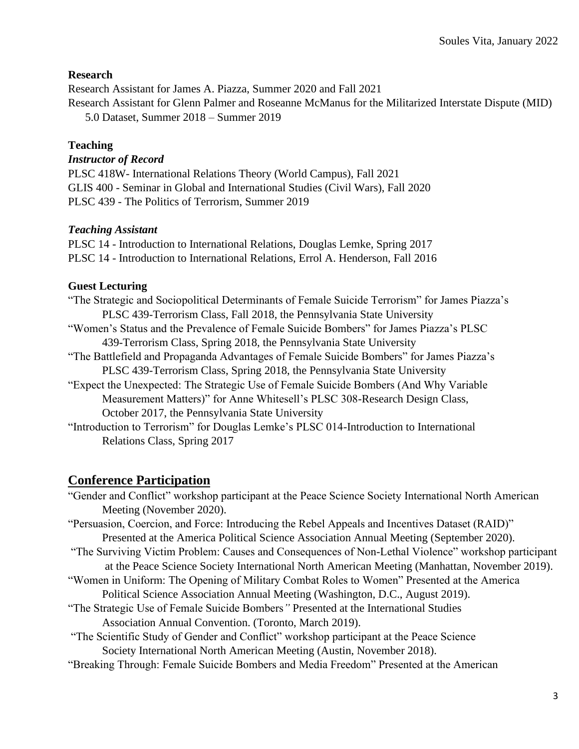**Research**

Research Assistant for James A. Piazza, Summer 2020 and Fall 2021

Research Assistant for Glenn Palmer and Roseanne McManus for the Militarized Interstate Dispute (MID) 5.0 Dataset, Summer 2018 – Summer 2019

**Teaching**

***Instructor of Record***

PLSC 418W- International Relations Theory (World Campus), Fall 2021

GLIS 400 - Seminar in Global and International Studies (Civil Wars), Fall 2020

PLSC 439 - The Politics of Terrorism, Summer 2019

***Teaching Assistant***

PLSC 14 - Introduction to International Relations, Douglas Lemke, Spring 2017

PLSC 14 - Introduction to International Relations, Errol A. Henderson, Fall 2016

**Guest Lecturing**

"The Strategic and Sociopolitical Determinants of Female Suicide Terrorism" for James Piazza's PLSC 439-Terrorism Class, Fall 2018, the Pennsylvania State University

"Women's Status and the Prevalence of Female Suicide Bombers" for James Piazza's PLSC 439-Terrorism Class, Spring 2018, the Pennsylvania State University

"The Battlefield and Propaganda Advantages of Female Suicide Bombers" for James Piazza's PLSC 439-Terrorism Class, Spring 2018, the Pennsylvania State University

"Expect the Unexpected: The Strategic Use of Female Suicide Bombers (And Why Variable Measurement Matters)" for Anne Whitesell's PLSC 308-Research Design Class, October 2017, the Pennsylvania State University

"Introduction to Terrorism" for Douglas Lemke's PLSC 014-Introduction to International Relations Class, Spring 2017

## Conference Participation

"Gender and Conflict" workshop participant at the Peace Science Society International North American Meeting (November 2020).

"Persuasion, Coercion, and Force: Introducing the Rebel Appeals and Incentives Dataset (RAID)" Presented at the America Political Science Association Annual Meeting (September 2020).

"The Surviving Victim Problem: Causes and Consequences of Non-Lethal Violence" workshop participant at the Peace Science Society International North American Meeting (Manhattan, November 2019).

"Women in Uniform: The Opening of Military Combat Roles to Women" Presented at the America Political Science Association Annual Meeting (Washington, D.C., August 2019).

"The Strategic Use of Female Suicide Bombers*"* Presented at the International Studies Association Annual Convention. (Toronto, March 2019).

"The Scientific Study of Gender and Conflict" workshop participant at the Peace Science Society International North American Meeting (Austin, November 2018).

"Breaking Through: Female Suicide Bombers and Media Freedom" Presented at the American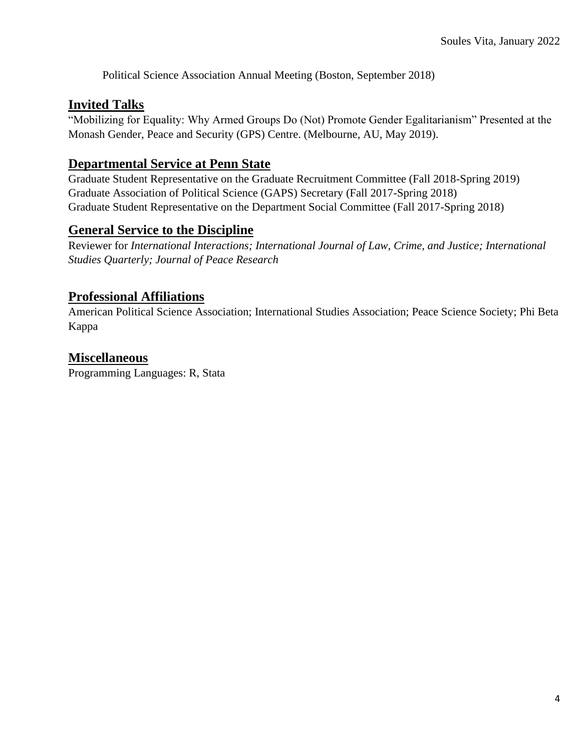Political Science Association Annual Meeting (Boston, September 2018)

## Invited Talks

"Mobilizing for Equality: Why Armed Groups Do (Not) Promote Gender Egalitarianism" Presented at the Monash Gender, Peace and Security (GPS) Centre. (Melbourne, AU, May 2019).

## Departmental Service at Penn State

Graduate Student Representative on the Graduate Recruitment Committee (Fall 2018-Spring 2019)
Graduate Association of Political Science (GAPS) Secretary (Fall 2017-Spring 2018)
Graduate Student Representative on the Department Social Committee (Fall 2017-Spring 2018)

## General Service to the Discipline

Reviewer for *International Interactions; International Journal of Law, Crime, and Justice; International Studies Quarterly; Journal of Peace Research*

## Professional Affiliations

American Political Science Association; International Studies Association; Peace Science Society; Phi Beta Kappa

## Miscellaneous

Programming Languages: R, Stata